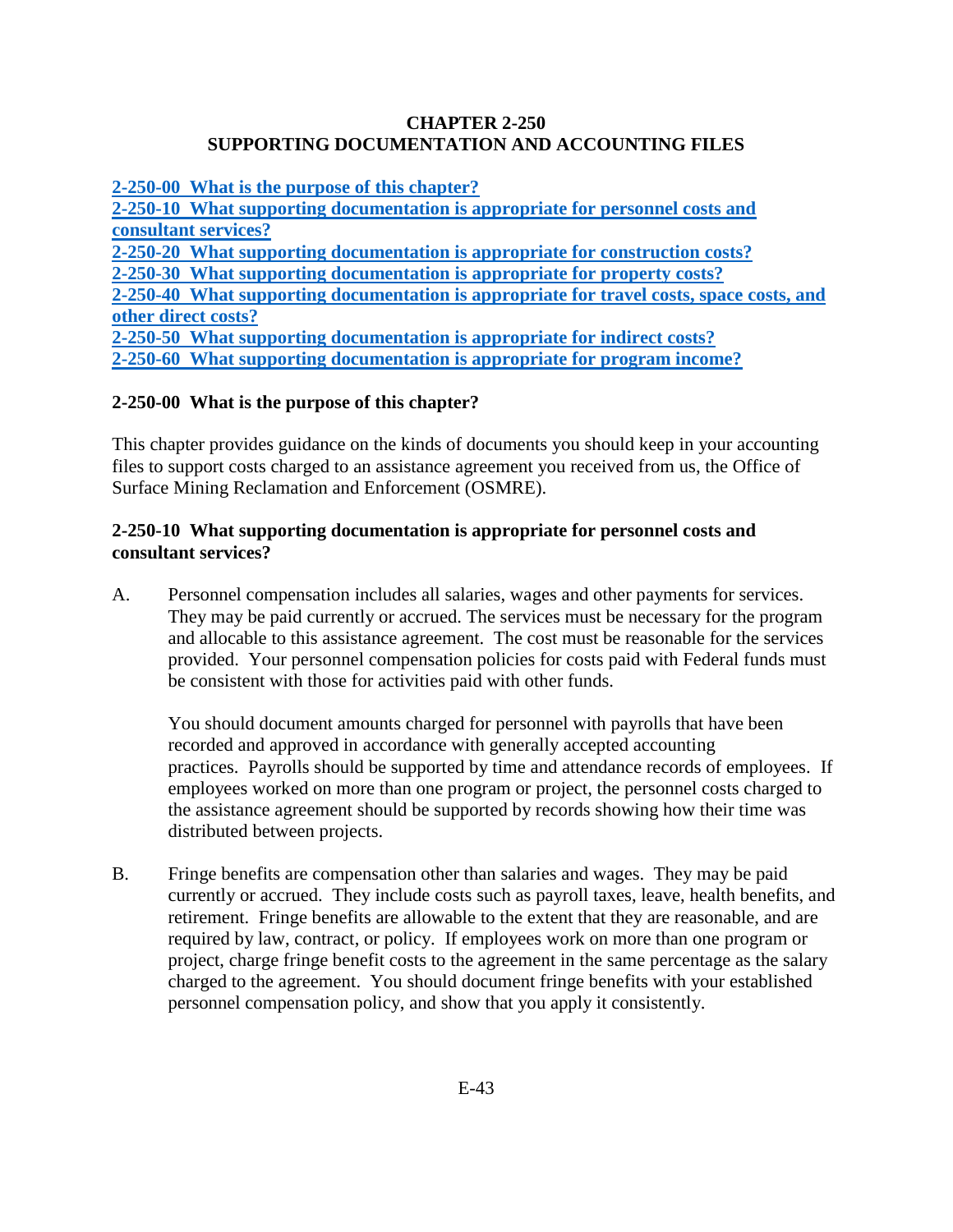# CHAPTER 2-250
# SUPPORTING DOCUMENTATION AND ACCOUNTING FILES

**2-250-00 What is the purpose of this chapter?**
**2-250-10 What supporting documentation is appropriate for personnel costs and consultant services?**
**2-250-20 What supporting documentation is appropriate for construction costs?**
**2-250-30 What supporting documentation is appropriate for property costs?**
**2-250-40 What supporting documentation is appropriate for travel costs, space costs, and other direct costs?**
**2-250-50 What supporting documentation is appropriate for indirect costs?**
**2-250-60 What supporting documentation is appropriate for program income?**

## 2-250-00 What is the purpose of this chapter?

This chapter provides guidance on the kinds of documents you should keep in your accounting files to support costs charged to an assistance agreement you received from us, the Office of Surface Mining Reclamation and Enforcement (OSMRE).

## 2-250-10 What supporting documentation is appropriate for personnel costs and consultant services?

A. Personnel compensation includes all salaries, wages and other payments for services. They may be paid currently or accrued. The services must be necessary for the program and allocable to this assistance agreement. The cost must be reasonable for the services provided. Your personnel compensation policies for costs paid with Federal funds must be consistent with those for activities paid with other funds.

   You should document amounts charged for personnel with payrolls that have been recorded and approved in accordance with generally accepted accounting practices. Payrolls should be supported by time and attendance records of employees. If employees worked on more than one program or project, the personnel costs charged to the assistance agreement should be supported by records showing how their time was distributed between projects.

B. Fringe benefits are compensation other than salaries and wages. They may be paid currently or accrued. They include costs such as payroll taxes, leave, health benefits, and retirement. Fringe benefits are allowable to the extent that they are reasonable, and are required by law, contract, or policy. If employees work on more than one program or project, charge fringe benefit costs to the agreement in the same percentage as the salary charged to the agreement. You should document fringe benefits with your established personnel compensation policy, and show that you apply it consistently.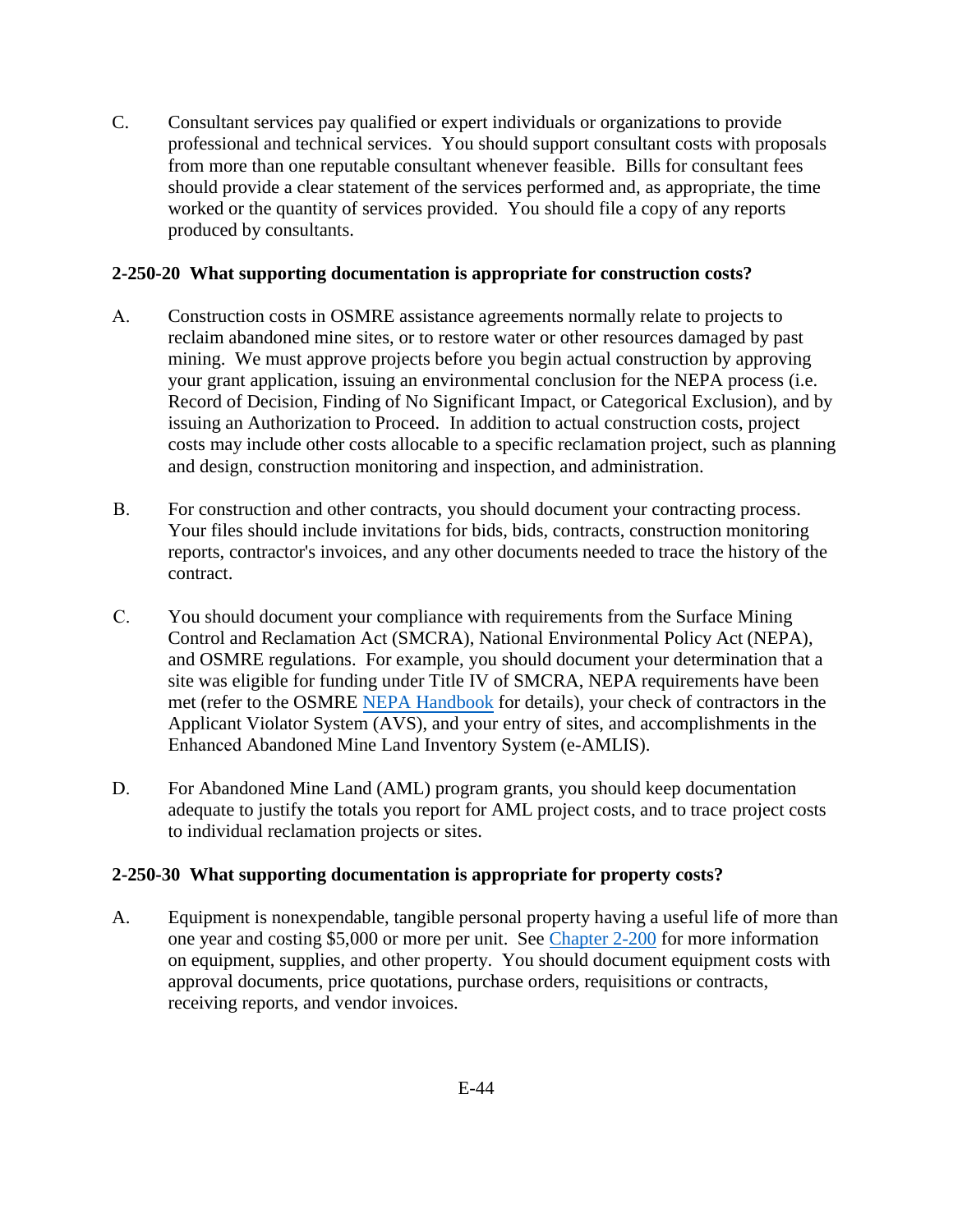C. Consultant services pay qualified or expert individuals or organizations to provide professional and technical services. You should support consultant costs with proposals from more than one reputable consultant whenever feasible. Bills for consultant fees should provide a clear statement of the services performed and, as appropriate, the time worked or the quantity of services provided. You should file a copy of any reports produced by consultants.

**2-250-20 What supporting documentation is appropriate for construction costs?**

A. Construction costs in OSMRE assistance agreements normally relate to projects to reclaim abandoned mine sites, or to restore water or other resources damaged by past mining. We must approve projects before you begin actual construction by approving your grant application, issuing an environmental conclusion for the NEPA process (i.e. Record of Decision, Finding of No Significant Impact, or Categorical Exclusion), and by issuing an Authorization to Proceed. In addition to actual construction costs, project costs may include other costs allocable to a specific reclamation project, such as planning and design, construction monitoring and inspection, and administration.

B. For construction and other contracts, you should document your contracting process. Your files should include invitations for bids, bids, contracts, construction monitoring reports, contractor's invoices, and any other documents needed to trace the history of the contract.

C. You should document your compliance with requirements from the Surface Mining Control and Reclamation Act (SMCRA), National Environmental Policy Act (NEPA), and OSMRE regulations. For example, you should document your determination that a site was eligible for funding under Title IV of SMCRA, NEPA requirements have been met (refer to the OSMRE NEPA Handbook for details), your check of contractors in the Applicant Violator System (AVS), and your entry of sites, and accomplishments in the Enhanced Abandoned Mine Land Inventory System (e-AMLIS).

D. For Abandoned Mine Land (AML) program grants, you should keep documentation adequate to justify the totals you report for AML project costs, and to trace project costs to individual reclamation projects or sites.

**2-250-30 What supporting documentation is appropriate for property costs?**

A. Equipment is nonexpendable, tangible personal property having a useful life of more than one year and costing $5,000 or more per unit. See Chapter 2-200 for more information on equipment, supplies, and other property. You should document equipment costs with approval documents, price quotations, purchase orders, requisitions or contracts, receiving reports, and vendor invoices.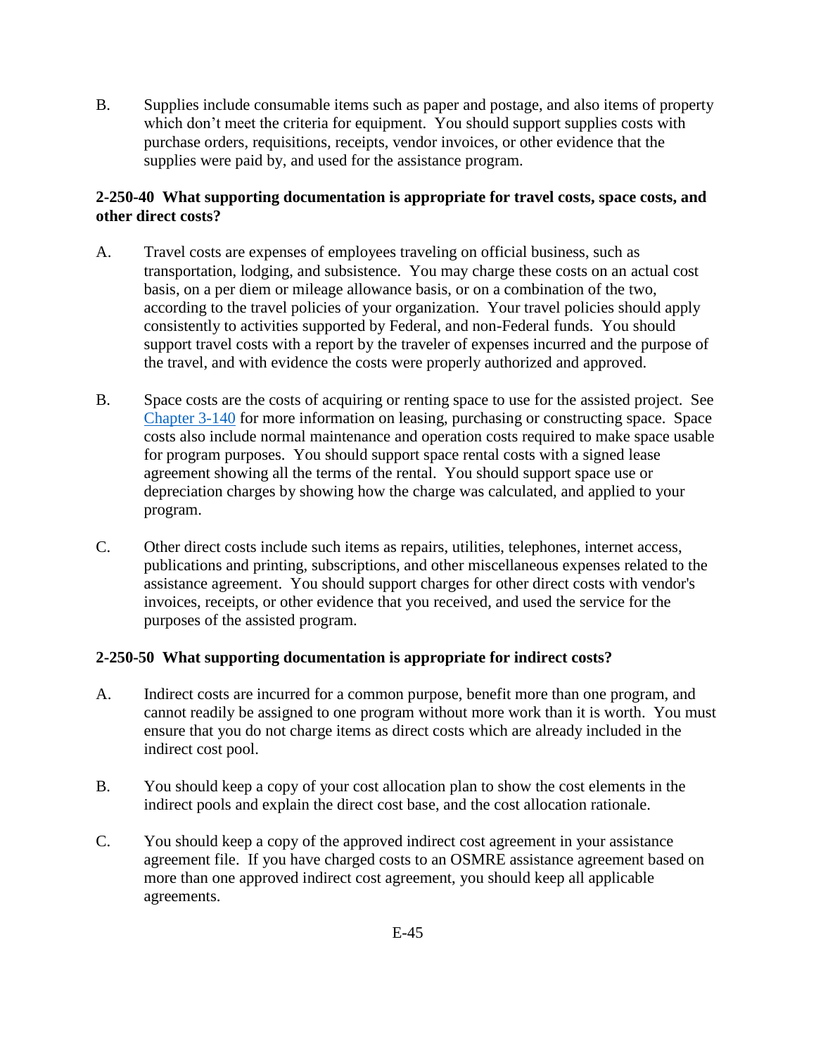B. Supplies include consumable items such as paper and postage, and also items of property which don't meet the criteria for equipment. You should support supplies costs with purchase orders, requisitions, receipts, vendor invoices, or other evidence that the supplies were paid by, and used for the assistance program.

### 2-250-40 What supporting documentation is appropriate for travel costs, space costs, and other direct costs?

A. Travel costs are expenses of employees traveling on official business, such as transportation, lodging, and subsistence. You may charge these costs on an actual cost basis, on a per diem or mileage allowance basis, or on a combination of the two, according to the travel policies of your organization. Your travel policies should apply consistently to activities supported by Federal, and non-Federal funds. You should support travel costs with a report by the traveler of expenses incurred and the purpose of the travel, and with evidence the costs were properly authorized and approved.

B. Space costs are the costs of acquiring or renting space to use for the assisted project. See Chapter 3-140 for more information on leasing, purchasing or constructing space. Space costs also include normal maintenance and operation costs required to make space usable for program purposes. You should support space rental costs with a signed lease agreement showing all the terms of the rental. You should support space use or depreciation charges by showing how the charge was calculated, and applied to your program.

C. Other direct costs include such items as repairs, utilities, telephones, internet access, publications and printing, subscriptions, and other miscellaneous expenses related to the assistance agreement. You should support charges for other direct costs with vendor's invoices, receipts, or other evidence that you received, and used the service for the purposes of the assisted program.

### 2-250-50 What supporting documentation is appropriate for indirect costs?

A. Indirect costs are incurred for a common purpose, benefit more than one program, and cannot readily be assigned to one program without more work than it is worth. You must ensure that you do not charge items as direct costs which are already included in the indirect cost pool.

B. You should keep a copy of your cost allocation plan to show the cost elements in the indirect pools and explain the direct cost base, and the cost allocation rationale.

C. You should keep a copy of the approved indirect cost agreement in your assistance agreement file. If you have charged costs to an OSMRE assistance agreement based on more than one approved indirect cost agreement, you should keep all applicable agreements.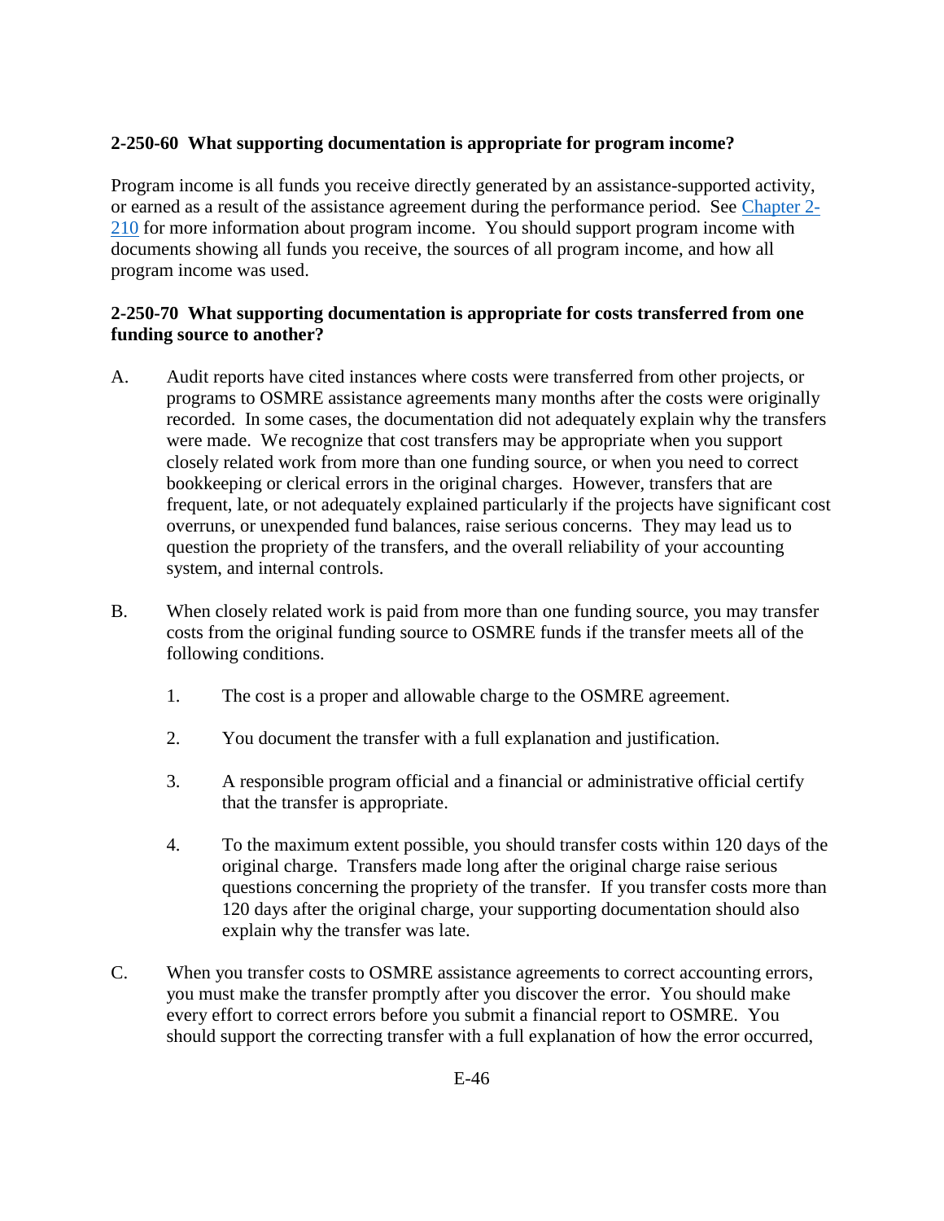**2-250-60 What supporting documentation is appropriate for program income?**

Program income is all funds you receive directly generated by an assistance-supported activity, or earned as a result of the assistance agreement during the performance period. See [Chapter 2-210](#) for more information about program income. You should support program income with documents showing all funds you receive, the sources of all program income, and how all program income was used.

**2-250-70 What supporting documentation is appropriate for costs transferred from one funding source to another?**

A. Audit reports have cited instances where costs were transferred from other projects, or programs to OSMRE assistance agreements many months after the costs were originally recorded. In some cases, the documentation did not adequately explain why the transfers were made. We recognize that cost transfers may be appropriate when you support closely related work from more than one funding source, or when you need to correct bookkeeping or clerical errors in the original charges. However, transfers that are frequent, late, or not adequately explained particularly if the projects have significant cost overruns, or unexpended fund balances, raise serious concerns. They may lead us to question the propriety of the transfers, and the overall reliability of your accounting system, and internal controls.

B. When closely related work is paid from more than one funding source, you may transfer costs from the original funding source to OSMRE funds if the transfer meets all of the following conditions.

   1. The cost is a proper and allowable charge to the OSMRE agreement.

   2. You document the transfer with a full explanation and justification.

   3. A responsible program official and a financial or administrative official certify that the transfer is appropriate.

   4. To the maximum extent possible, you should transfer costs within 120 days of the original charge. Transfers made long after the original charge raise serious questions concerning the propriety of the transfer. If you transfer costs more than 120 days after the original charge, your supporting documentation should also explain why the transfer was late.

C. When you transfer costs to OSMRE assistance agreements to correct accounting errors, you must make the transfer promptly after you discover the error. You should make every effort to correct errors before you submit a financial report to OSMRE. You should support the correcting transfer with a full explanation of how the error occurred,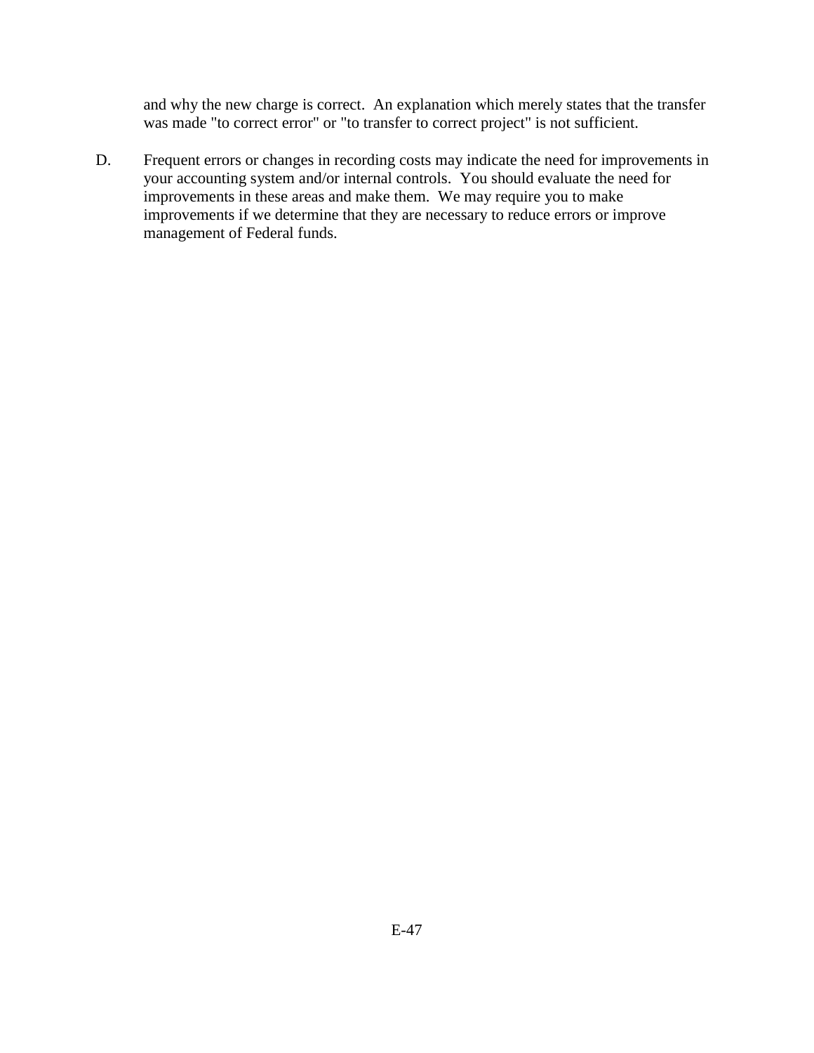and why the new charge is correct. An explanation which merely states that the transfer was made "to correct error" or "to transfer to correct project" is not sufficient.

D. Frequent errors or changes in recording costs may indicate the need for improvements in your accounting system and/or internal controls. You should evaluate the need for improvements in these areas and make them. We may require you to make improvements if we determine that they are necessary to reduce errors or improve management of Federal funds.